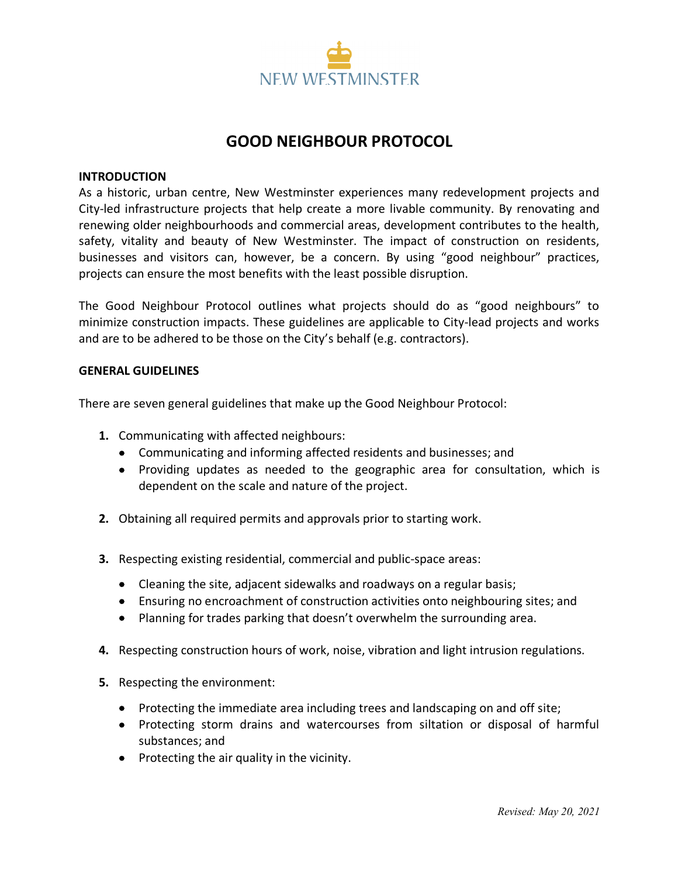NEW WESTMINSTER

# GOOD NEIGHBOUR PROTOCOL

**INTRODUCTION**

As a historic, urban centre, New Westminster experiences many redevelopment projects and City-led infrastructure projects that help create a more livable community. By renovating and renewing older neighbourhoods and commercial areas, development contributes to the health, safety, vitality and beauty of New Westminster. The impact of construction on residents, businesses and visitors can, however, be a concern. By using "good neighbour" practices, projects can ensure the most benefits with the least possible disruption.

The Good Neighbour Protocol outlines what projects should do as "good neighbours" to minimize construction impacts. These guidelines are applicable to City-lead projects and works and are to be adhered to be those on the City's behalf (e.g. contractors).

**GENERAL GUIDELINES**

There are seven general guidelines that make up the Good Neighbour Protocol:

1. Communicating with affected neighbours:
   - Communicating and informing affected residents and businesses; and
   - Providing updates as needed to the geographic area for consultation, which is dependent on the scale and nature of the project.

2. Obtaining all required permits and approvals prior to starting work.

3. Respecting existing residential, commercial and public-space areas:
   - Cleaning the site, adjacent sidewalks and roadways on a regular basis;
   - Ensuring no encroachment of construction activities onto neighbouring sites; and
   - Planning for trades parking that doesn't overwhelm the surrounding area.

4. Respecting construction hours of work, noise, vibration and light intrusion regulations.

5. Respecting the environment:
   - Protecting the immediate area including trees and landscaping on and off site;
   - Protecting storm drains and watercourses from siltation or disposal of harmful substances; and
   - Protecting the air quality in the vicinity.

*Revised: May 20, 2021*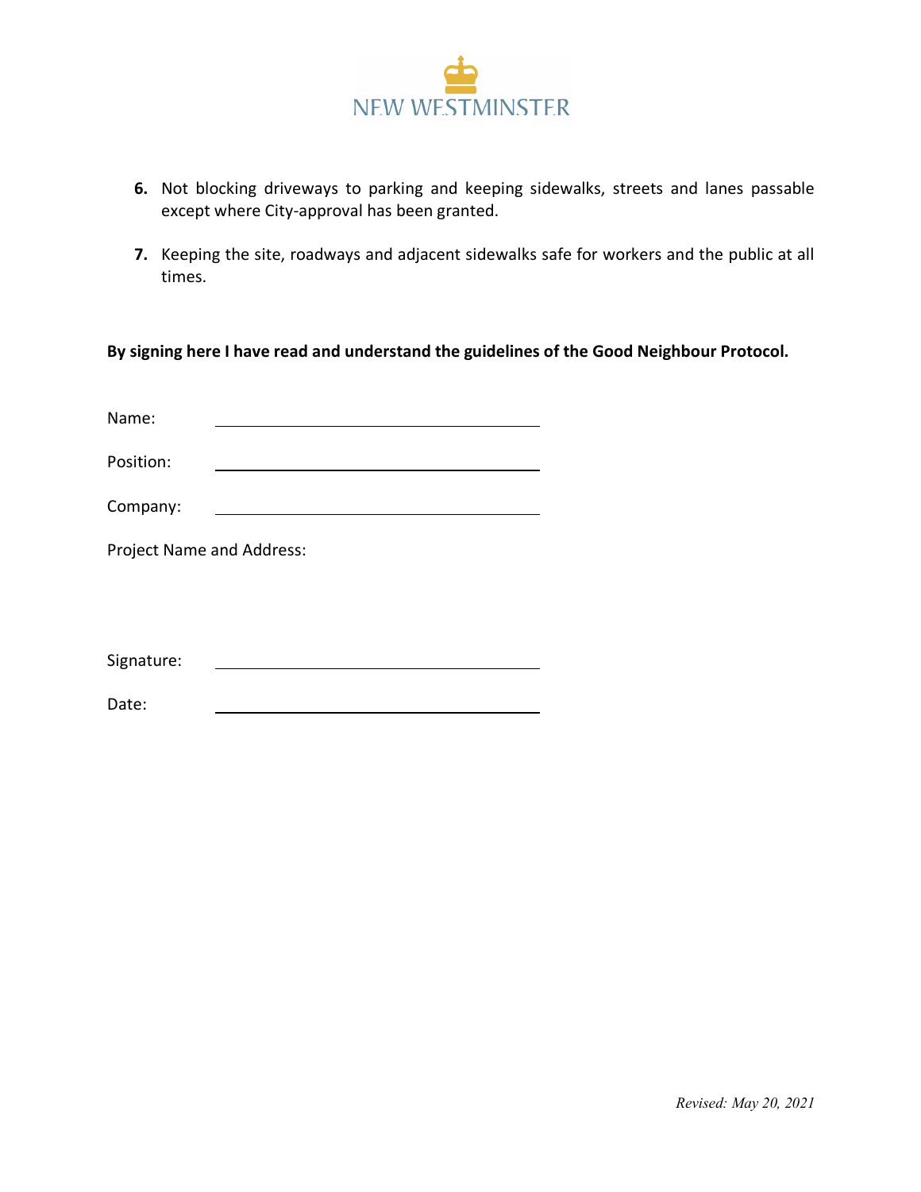6. Not blocking driveways to parking and keeping sidewalks, streets and lanes passable except where City-approval has been granted.

7. Keeping the site, roadways and adjacent sidewalks safe for workers and the public at all times.

**By signing here I have read and understand the guidelines of the Good Neighbour Protocol.**

Name: \_\_\_\_\_\_\_\_\_\_\_\_\_\_\_\_\_\_\_\_\_\_\_\_\_\_\_\_\_\_

Position: \_\_\_\_\_\_\_\_\_\_\_\_\_\_\_\_\_\_\_\_\_\_\_\_\_\_\_\_\_\_

Company: \_\_\_\_\_\_\_\_\_\_\_\_\_\_\_\_\_\_\_\_\_\_\_\_\_\_\_\_\_\_

Project Name and Address:

Signature: \_\_\_\_\_\_\_\_\_\_\_\_\_\_\_\_\_\_\_\_\_\_\_\_\_\_\_\_\_\_

Date: \_\_\_\_\_\_\_\_\_\_\_\_\_\_\_\_\_\_\_\_\_\_\_\_\_\_\_\_\_\_

*Revised: May 20, 2021*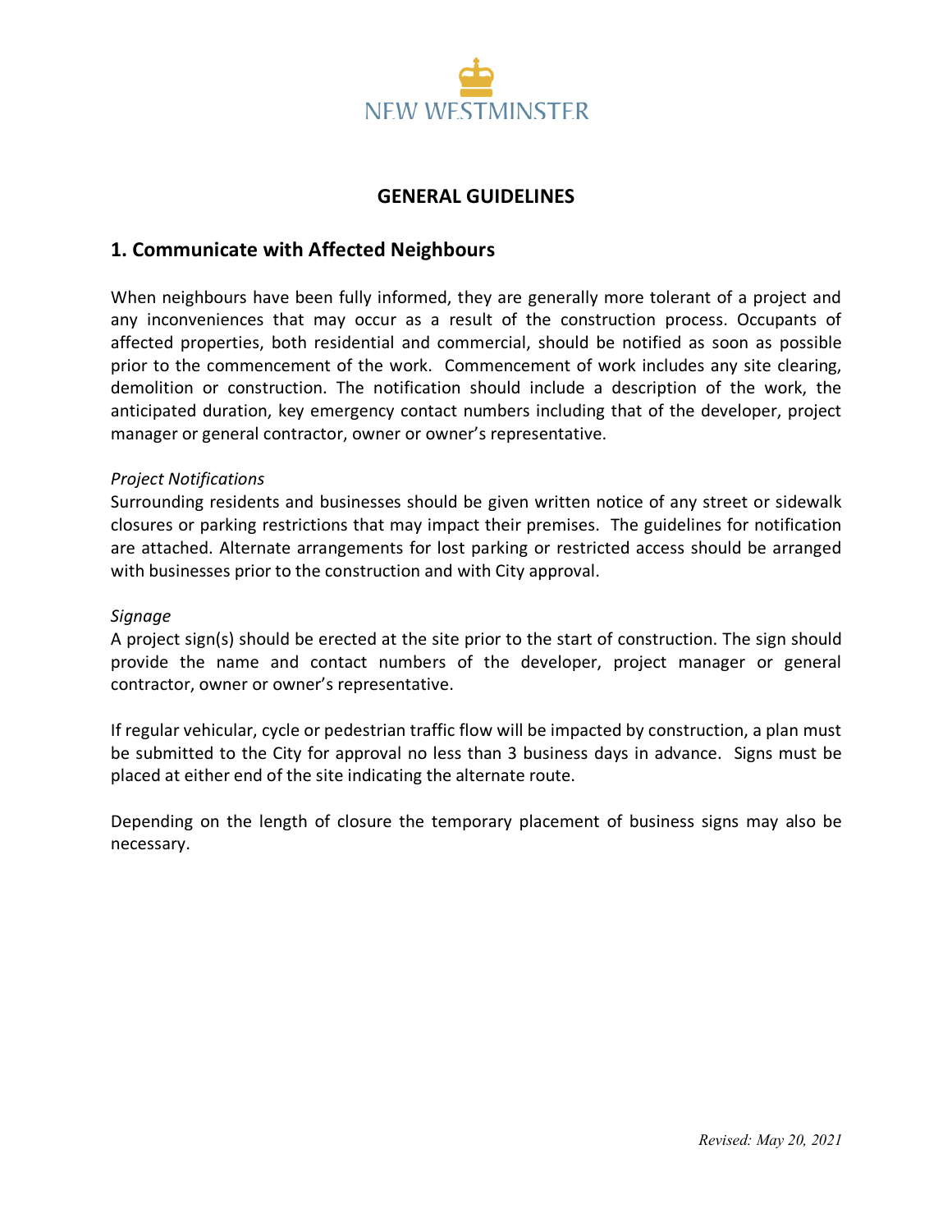# GENERAL GUIDELINES

## 1. Communicate with Affected Neighbours

When neighbours have been fully informed, they are generally more tolerant of a project and any inconveniences that may occur as a result of the construction process. Occupants of affected properties, both residential and commercial, should be notified as soon as possible prior to the commencement of the work. Commencement of work includes any site clearing, demolition or construction. The notification should include a description of the work, the anticipated duration, key emergency contact numbers including that of the developer, project manager or general contractor, owner or owner's representative.

*Project Notifications*

Surrounding residents and businesses should be given written notice of any street or sidewalk closures or parking restrictions that may impact their premises. The guidelines for notification are attached. Alternate arrangements for lost parking or restricted access should be arranged with businesses prior to the construction and with City approval.

*Signage*

A project sign(s) should be erected at the site prior to the start of construction. The sign should provide the name and contact numbers of the developer, project manager or general contractor, owner or owner's representative.

If regular vehicular, cycle or pedestrian traffic flow will be impacted by construction, a plan must be submitted to the City for approval no less than 3 business days in advance. Signs must be placed at either end of the site indicating the alternate route.

Depending on the length of closure the temporary placement of business signs may also be necessary.

*Revised: May 20, 2021*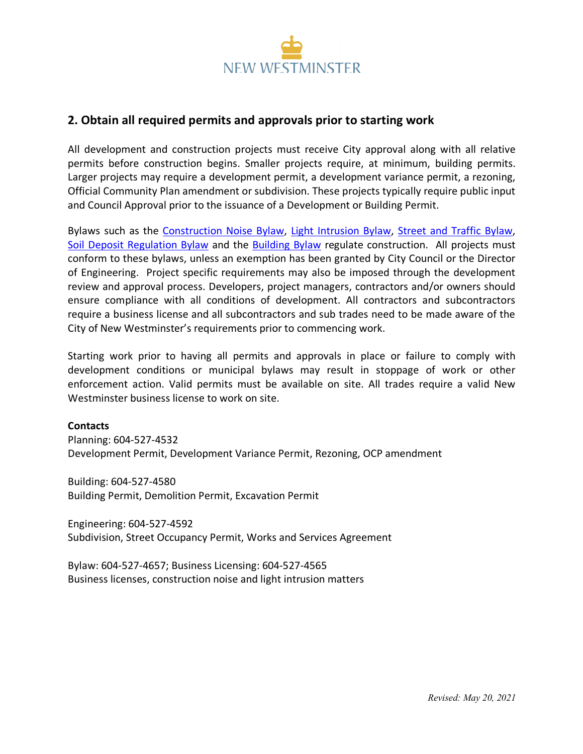## 2. Obtain all required permits and approvals prior to starting work

All development and construction projects must receive City approval along with all relative permits before construction begins. Smaller projects require, at minimum, building permits. Larger projects may require a development permit, a development variance permit, a rezoning, Official Community Plan amendment or subdivision. These projects typically require public input and Council Approval prior to the issuance of a Development or Building Permit.

Bylaws such as the Construction Noise Bylaw, Light Intrusion Bylaw, Street and Traffic Bylaw, Soil Deposit Regulation Bylaw and the Building Bylaw regulate construction. All projects must conform to these bylaws, unless an exemption has been granted by City Council or the Director of Engineering. Project specific requirements may also be imposed through the development review and approval process. Developers, project managers, contractors and/or owners should ensure compliance with all conditions of development. All contractors and subcontractors require a business license and all subcontractors and sub trades need to be made aware of the City of New Westminster's requirements prior to commencing work.

Starting work prior to having all permits and approvals in place or failure to comply with development conditions or municipal bylaws may result in stoppage of work or other enforcement action. Valid permits must be available on site. All trades require a valid New Westminster business license to work on site.

**Contacts**

Planning: 604-527-4532
Development Permit, Development Variance Permit, Rezoning, OCP amendment

Building: 604-527-4580
Building Permit, Demolition Permit, Excavation Permit

Engineering: 604-527-4592
Subdivision, Street Occupancy Permit, Works and Services Agreement

Bylaw: 604-527-4657; Business Licensing: 604-527-4565
Business licenses, construction noise and light intrusion matters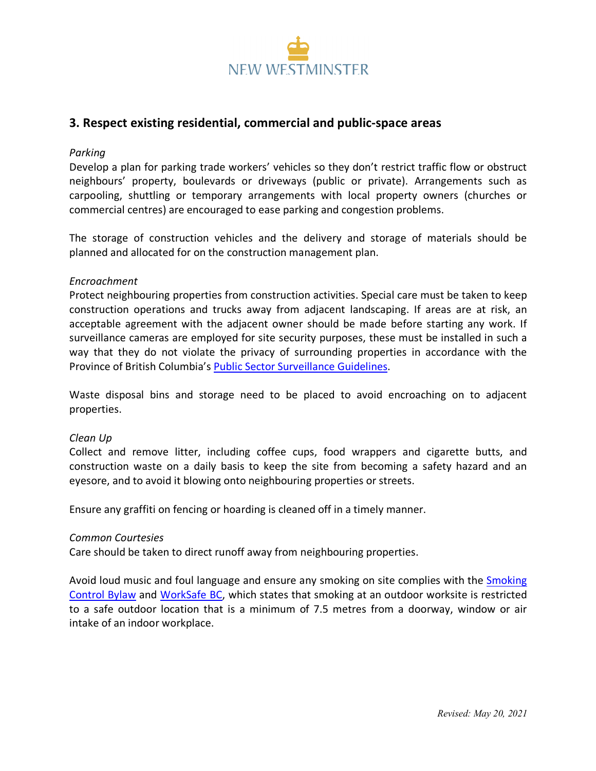## 3. Respect existing residential, commercial and public-space areas

*Parking*

Develop a plan for parking trade workers' vehicles so they don't restrict traffic flow or obstruct neighbours' property, boulevards or driveways (public or private). Arrangements such as carpooling, shuttling or temporary arrangements with local property owners (churches or commercial centres) are encouraged to ease parking and congestion problems.

The storage of construction vehicles and the delivery and storage of materials should be planned and allocated for on the construction management plan.

*Encroachment*

Protect neighbouring properties from construction activities. Special care must be taken to keep construction operations and trucks away from adjacent landscaping. If areas are at risk, an acceptable agreement with the adjacent owner should be made before starting any work. If surveillance cameras are employed for site security purposes, these must be installed in such a way that they do not violate the privacy of surrounding properties in accordance with the Province of British Columbia's Public Sector Surveillance Guidelines.

Waste disposal bins and storage need to be placed to avoid encroaching on to adjacent properties.

*Clean Up*

Collect and remove litter, including coffee cups, food wrappers and cigarette butts, and construction waste on a daily basis to keep the site from becoming a safety hazard and an eyesore, and to avoid it blowing onto neighbouring properties or streets.

Ensure any graffiti on fencing or hoarding is cleaned off in a timely manner.

*Common Courtesies*

Care should be taken to direct runoff away from neighbouring properties.

Avoid loud music and foul language and ensure any smoking on site complies with the Smoking Control Bylaw and WorkSafe BC, which states that smoking at an outdoor worksite is restricted to a safe outdoor location that is a minimum of 7.5 metres from a doorway, window or air intake of an indoor workplace.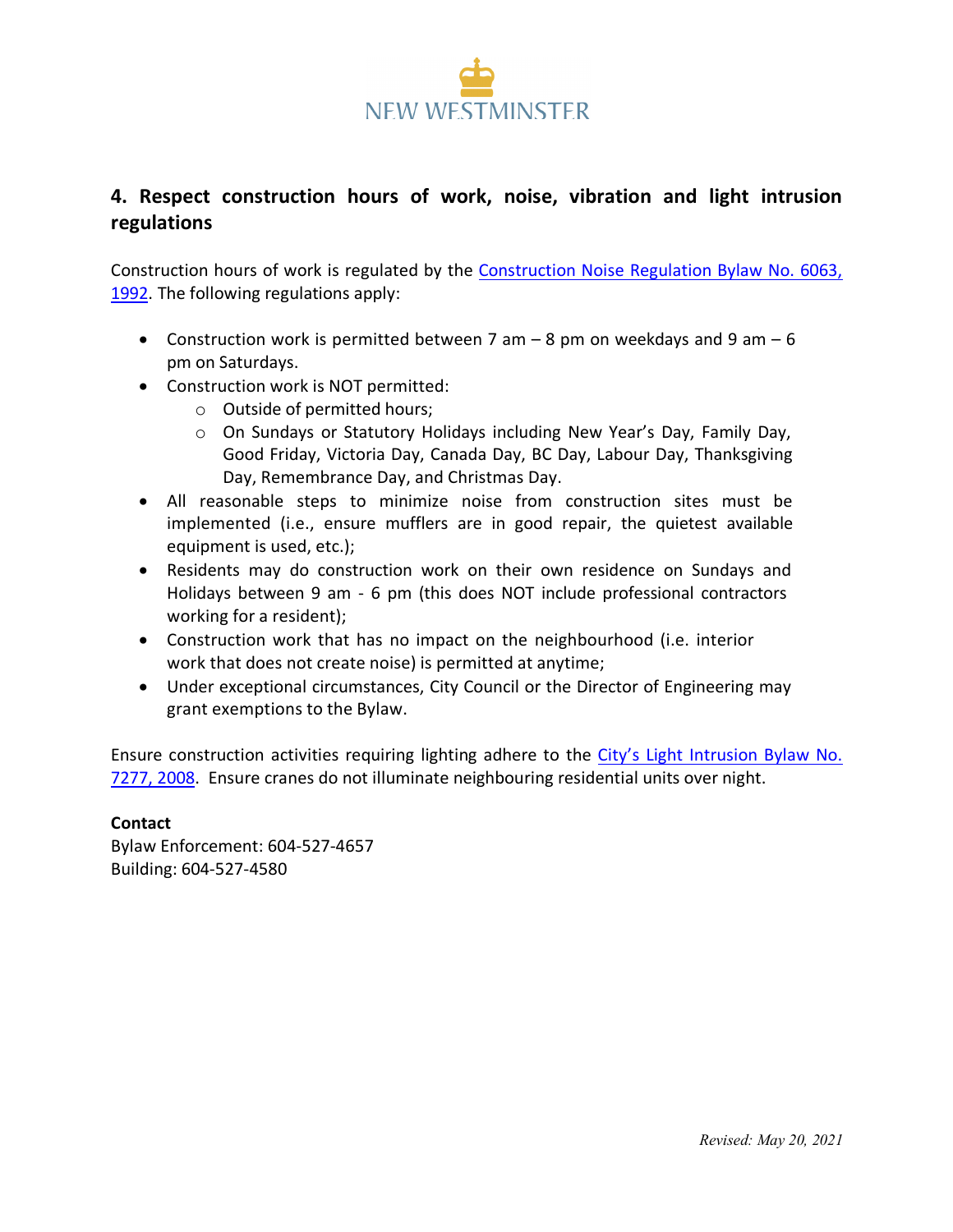## 4. Respect construction hours of work, noise, vibration and light intrusion regulations

Construction hours of work is regulated by the Construction Noise Regulation Bylaw No. 6063, 1992. The following regulations apply:

- Construction work is permitted between 7 am – 8 pm on weekdays and 9 am – 6 pm on Saturdays.
- Construction work is NOT permitted:
  - Outside of permitted hours;
  - On Sundays or Statutory Holidays including New Year's Day, Family Day, Good Friday, Victoria Day, Canada Day, BC Day, Labour Day, Thanksgiving Day, Remembrance Day, and Christmas Day.
- All reasonable steps to minimize noise from construction sites must be implemented (i.e., ensure mufflers are in good repair, the quietest available equipment is used, etc.);
- Residents may do construction work on their own residence on Sundays and Holidays between 9 am - 6 pm (this does NOT include professional contractors working for a resident);
- Construction work that has no impact on the neighbourhood (i.e. interior work that does not create noise) is permitted at anytime;
- Under exceptional circumstances, City Council or the Director of Engineering may grant exemptions to the Bylaw.

Ensure construction activities requiring lighting adhere to the City's Light Intrusion Bylaw No. 7277, 2008. Ensure cranes do not illuminate neighbouring residential units over night.

**Contact**
Bylaw Enforcement: 604-527-4657
Building: 604-527-4580

*Revised: May 20, 2021*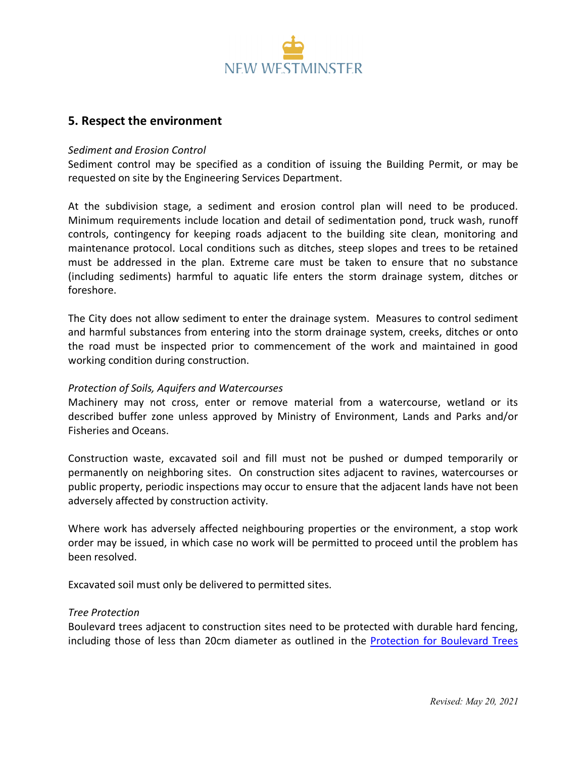## 5. Respect the environment

*Sediment and Erosion Control*

Sediment control may be specified as a condition of issuing the Building Permit, or may be requested on site by the Engineering Services Department.

At the subdivision stage, a sediment and erosion control plan will need to be produced. Minimum requirements include location and detail of sedimentation pond, truck wash, runoff controls, contingency for keeping roads adjacent to the building site clean, monitoring and maintenance protocol. Local conditions such as ditches, steep slopes and trees to be retained must be addressed in the plan. Extreme care must be taken to ensure that no substance (including sediments) harmful to aquatic life enters the storm drainage system, ditches or foreshore.

The City does not allow sediment to enter the drainage system. Measures to control sediment and harmful substances from entering into the storm drainage system, creeks, ditches or onto the road must be inspected prior to commencement of the work and maintained in good working condition during construction.

*Protection of Soils, Aquifers and Watercourses*

Machinery may not cross, enter or remove material from a watercourse, wetland or its described buffer zone unless approved by Ministry of Environment, Lands and Parks and/or Fisheries and Oceans.

Construction waste, excavated soil and fill must not be pushed or dumped temporarily or permanently on neighboring sites. On construction sites adjacent to ravines, watercourses or public property, periodic inspections may occur to ensure that the adjacent lands have not been adversely affected by construction activity.

Where work has adversely affected neighbouring properties or the environment, a stop work order may be issued, in which case no work will be permitted to proceed until the problem has been resolved.

Excavated soil must only be delivered to permitted sites.

*Tree Protection*

Boulevard trees adjacent to construction sites need to be protected with durable hard fencing, including those of less than 20cm diameter as outlined in the Protection for Boulevard Trees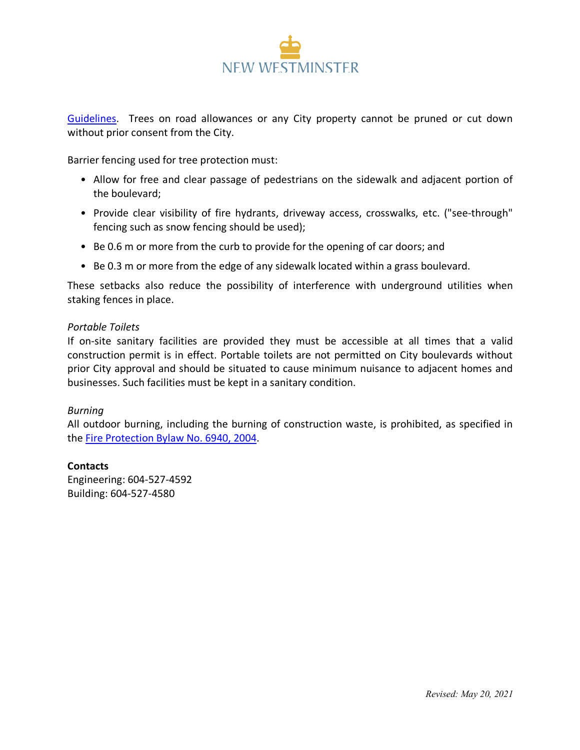Guidelines. Trees on road allowances or any City property cannot be pruned or cut down without prior consent from the City.

Barrier fencing used for tree protection must:

- Allow for free and clear passage of pedestrians on the sidewalk and adjacent portion of the boulevard;
- Provide clear visibility of fire hydrants, driveway access, crosswalks, etc. ("see-through" fencing such as snow fencing should be used);
- Be 0.6 m or more from the curb to provide for the opening of car doors; and
- Be 0.3 m or more from the edge of any sidewalk located within a grass boulevard.

These setbacks also reduce the possibility of interference with underground utilities when staking fences in place.

*Portable Toilets*

If on-site sanitary facilities are provided they must be accessible at all times that a valid construction permit is in effect. Portable toilets are not permitted on City boulevards without prior City approval and should be situated to cause minimum nuisance to adjacent homes and businesses. Such facilities must be kept in a sanitary condition.

*Burning*

All outdoor burning, including the burning of construction waste, is prohibited, as specified in the Fire Protection Bylaw No. 6940, 2004.

**Contacts**

Engineering: 604-527-4592
Building: 604-527-4580

*Revised: May 20, 2021*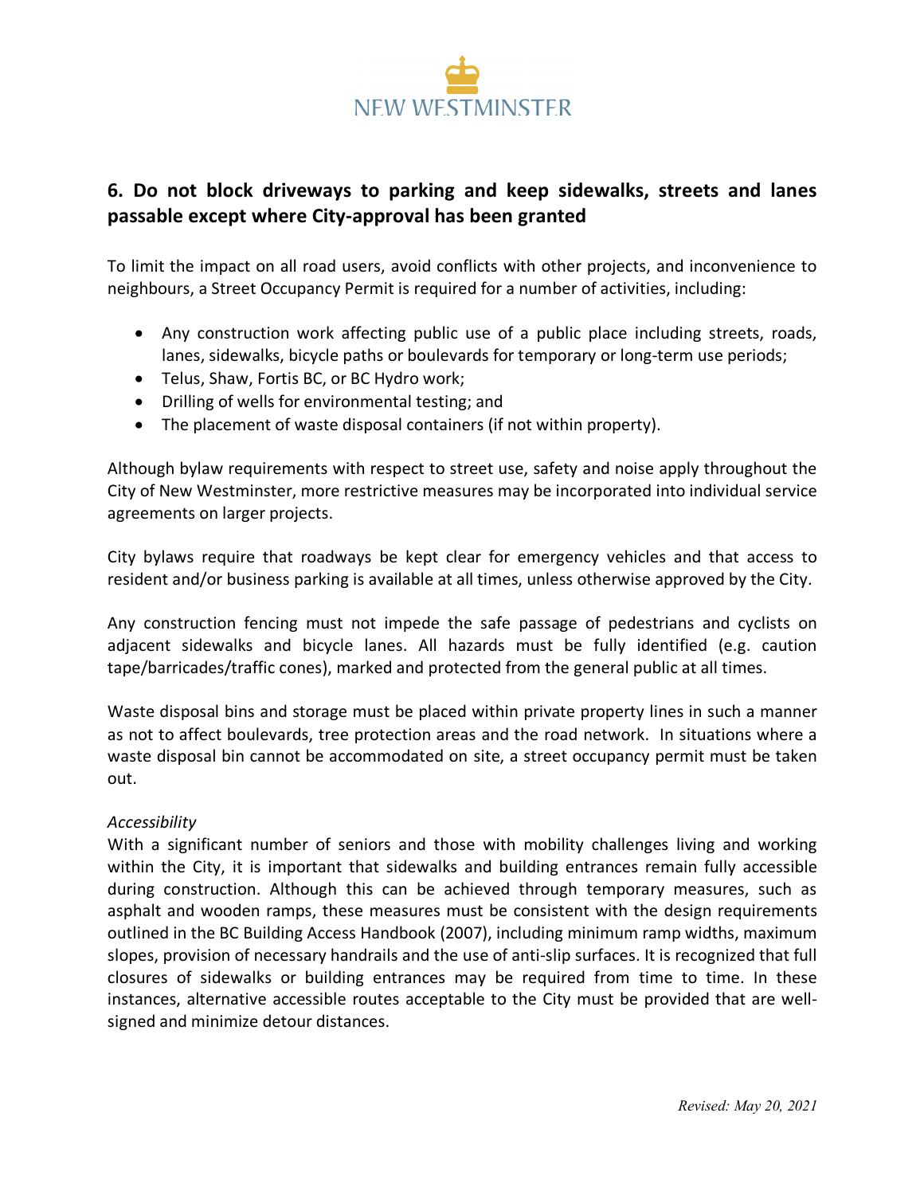## 6. Do not block driveways to parking and keep sidewalks, streets and lanes passable except where City-approval has been granted

To limit the impact on all road users, avoid conflicts with other projects, and inconvenience to neighbours, a Street Occupancy Permit is required for a number of activities, including:

- Any construction work affecting public use of a public place including streets, roads, lanes, sidewalks, bicycle paths or boulevards for temporary or long-term use periods;
- Telus, Shaw, Fortis BC, or BC Hydro work;
- Drilling of wells for environmental testing; and
- The placement of waste disposal containers (if not within property).

Although bylaw requirements with respect to street use, safety and noise apply throughout the City of New Westminster, more restrictive measures may be incorporated into individual service agreements on larger projects.

City bylaws require that roadways be kept clear for emergency vehicles and that access to resident and/or business parking is available at all times, unless otherwise approved by the City.

Any construction fencing must not impede the safe passage of pedestrians and cyclists on adjacent sidewalks and bicycle lanes. All hazards must be fully identified (e.g. caution tape/barricades/traffic cones), marked and protected from the general public at all times.

Waste disposal bins and storage must be placed within private property lines in such a manner as not to affect boulevards, tree protection areas and the road network. In situations where a waste disposal bin cannot be accommodated on site, a street occupancy permit must be taken out.

*Accessibility*

With a significant number of seniors and those with mobility challenges living and working within the City, it is important that sidewalks and building entrances remain fully accessible during construction. Although this can be achieved through temporary measures, such as asphalt and wooden ramps, these measures must be consistent with the design requirements outlined in the BC Building Access Handbook (2007), including minimum ramp widths, maximum slopes, provision of necessary handrails and the use of anti-slip surfaces. It is recognized that full closures of sidewalks or building entrances may be required from time to time. In these instances, alternative accessible routes acceptable to the City must be provided that are well-signed and minimize detour distances.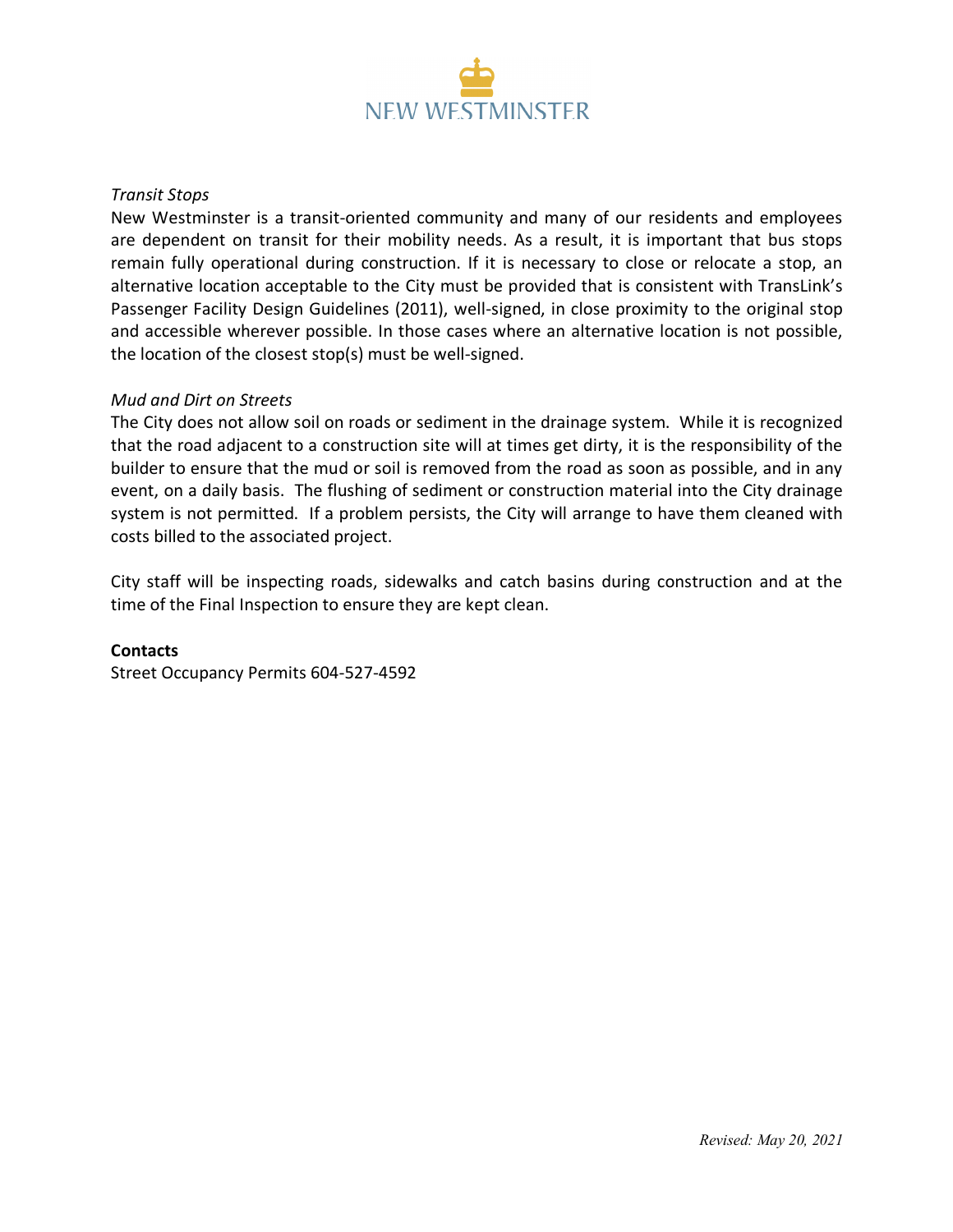*Transit Stops*

New Westminster is a transit-oriented community and many of our residents and employees are dependent on transit for their mobility needs. As a result, it is important that bus stops remain fully operational during construction. If it is necessary to close or relocate a stop, an alternative location acceptable to the City must be provided that is consistent with TransLink's Passenger Facility Design Guidelines (2011), well-signed, in close proximity to the original stop and accessible wherever possible. In those cases where an alternative location is not possible, the location of the closest stop(s) must be well-signed.

*Mud and Dirt on Streets*

The City does not allow soil on roads or sediment in the drainage system. While it is recognized that the road adjacent to a construction site will at times get dirty, it is the responsibility of the builder to ensure that the mud or soil is removed from the road as soon as possible, and in any event, on a daily basis. The flushing of sediment or construction material into the City drainage system is not permitted. If a problem persists, the City will arrange to have them cleaned with costs billed to the associated project.

City staff will be inspecting roads, sidewalks and catch basins during construction and at the time of the Final Inspection to ensure they are kept clean.

**Contacts**

Street Occupancy Permits 604-527-4592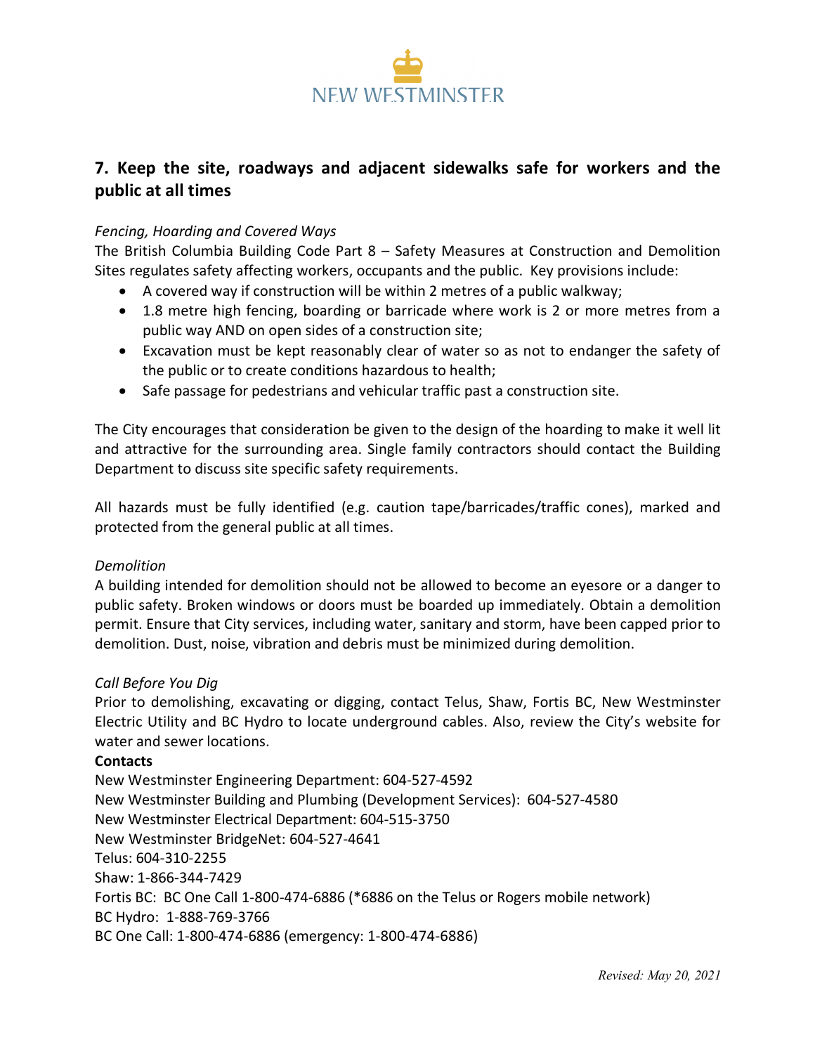## 7. Keep the site, roadways and adjacent sidewalks safe for workers and the public at all times

*Fencing, Hoarding and Covered Ways*

The British Columbia Building Code Part 8 – Safety Measures at Construction and Demolition Sites regulates safety affecting workers, occupants and the public. Key provisions include:

- A covered way if construction will be within 2 metres of a public walkway;
- 1.8 metre high fencing, boarding or barricade where work is 2 or more metres from a public way AND on open sides of a construction site;
- Excavation must be kept reasonably clear of water so as not to endanger the safety of the public or to create conditions hazardous to health;
- Safe passage for pedestrians and vehicular traffic past a construction site.

The City encourages that consideration be given to the design of the hoarding to make it well lit and attractive for the surrounding area. Single family contractors should contact the Building Department to discuss site specific safety requirements.

All hazards must be fully identified (e.g. caution tape/barricades/traffic cones), marked and protected from the general public at all times.

*Demolition*

A building intended for demolition should not be allowed to become an eyesore or a danger to public safety. Broken windows or doors must be boarded up immediately. Obtain a demolition permit. Ensure that City services, including water, sanitary and storm, have been capped prior to demolition. Dust, noise, vibration and debris must be minimized during demolition.

*Call Before You Dig*

Prior to demolishing, excavating or digging, contact Telus, Shaw, Fortis BC, New Westminster Electric Utility and BC Hydro to locate underground cables. Also, review the City's website for water and sewer locations.

**Contacts**

New Westminster Engineering Department: 604-527-4592
New Westminster Building and Plumbing (Development Services): 604-527-4580
New Westminster Electrical Department: 604-515-3750
New Westminster BridgeNet: 604-527-4641
Telus: 604-310-2255
Shaw: 1-866-344-7429
Fortis BC: BC One Call 1-800-474-6886 (*6886 on the Telus or Rogers mobile network)
BC Hydro: 1-888-769-3766
BC One Call: 1-800-474-6886 (emergency: 1-800-474-6886)

*Revised: May 20, 2021*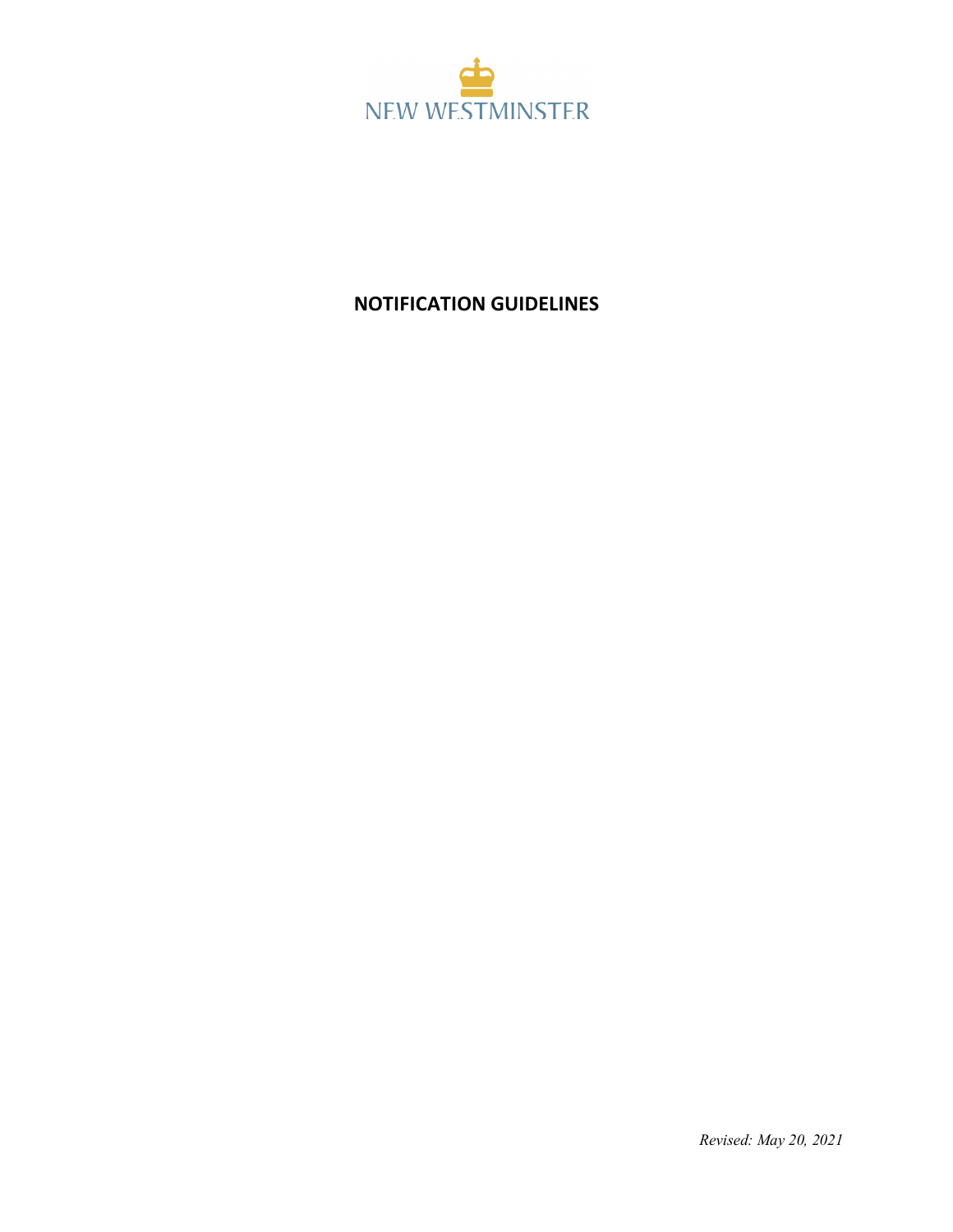NEW WESTMINSTER

## NOTIFICATION GUIDELINES

*Revised: May 20, 2021*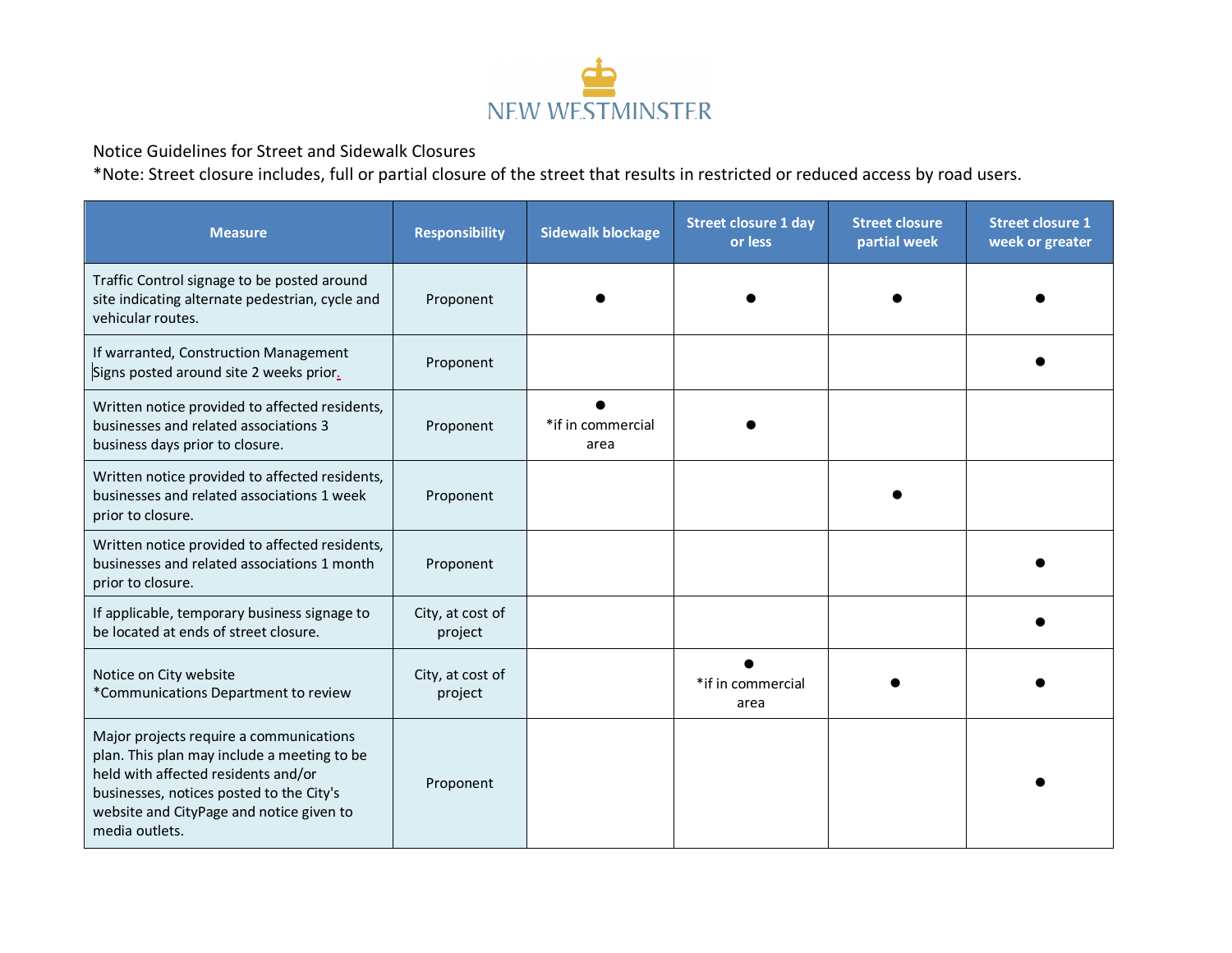NEW WESTMINSTER

Notice Guidelines for Street and Sidewalk Closures

*Note: Street closure includes, full or partial closure of the street that results in restricted or reduced access by road users.

| Measure | Responsibility | Sidewalk blockage | Street closure 1 day or less | Street closure partial week | Street closure 1 week or greater |
|---|---|---|---|---|---|
| Traffic Control signage to be posted around site indicating alternate pedestrian, cycle and vehicular routes. | Proponent | ● | ● | ● | ● |
| If warranted, Construction Management Signs posted around site 2 weeks prior. | Proponent | | | | ● |
| Written notice provided to affected residents, businesses and related associations 3 business days prior to closure. | Proponent | ● *if in commercial area | ● | | |
| Written notice provided to affected residents, businesses and related associations 1 week prior to closure. | Proponent | | | ● | |
| Written notice provided to affected residents, businesses and related associations 1 month prior to closure. | Proponent | | | | ● |
| If applicable, temporary business signage to be located at ends of street closure. | City, at cost of project | | | | ● |
| Notice on City website *Communications Department to review | City, at cost of project | | ● *if in commercial area | ● | ● |
| Major projects require a communications plan. This plan may include a meeting to be held with affected residents and/or businesses, notices posted to the City's website and CityPage and notice given to media outlets. | Proponent | | | | ● |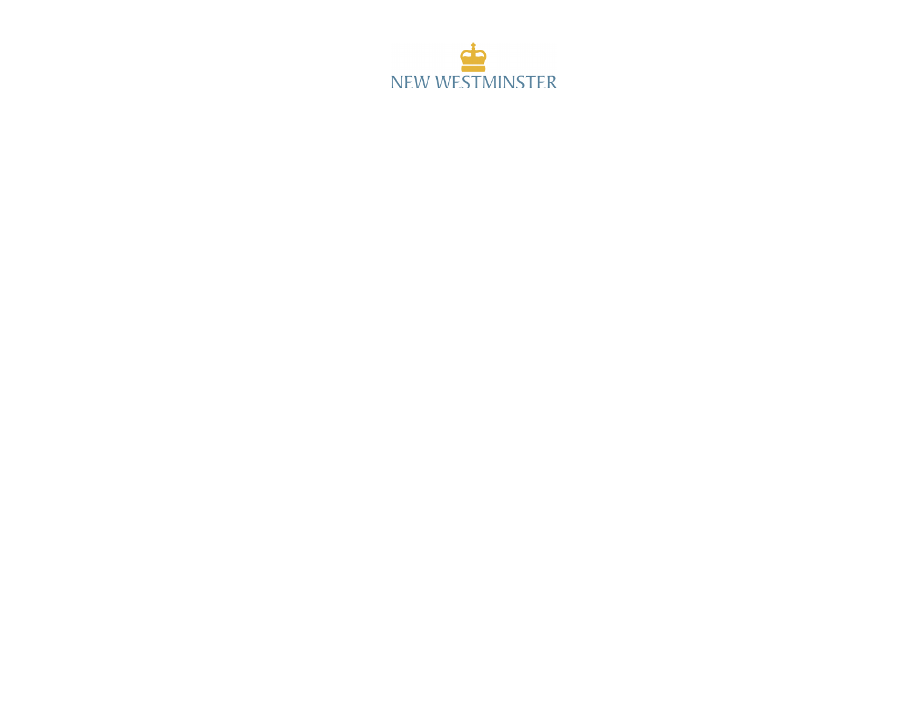NEW WESTMINSTER